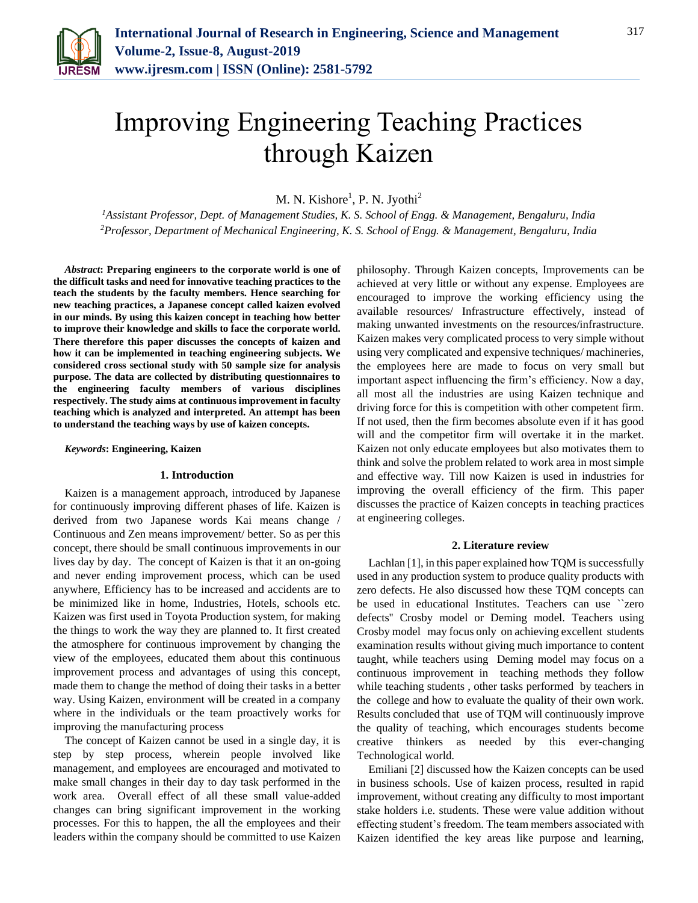# Improving Engineering Teaching Practices through Kaizen

M. N. Kishore[1], P. N. Jyothi[2]

[1]*Assistant Professor, Dept. of Management Studies, K. S. School of Engg. & Management, Bengaluru, India*
[2]*Professor, Department of Mechanical Engineering, K. S. School of Engg. & Management, Bengaluru, India*

***Abstract*: Preparing engineers to the corporate world is one of the difficult tasks and need for innovative teaching practices to the teach the students by the faculty members. Hence searching for new teaching practices, a Japanese concept called kaizen evolved in our minds. By using this kaizen concept in teaching how better to improve their knowledge and skills to face the corporate world. There therefore this paper discusses the concepts of kaizen and how it can be implemented in teaching engineering subjects. We considered cross sectional study with 50 sample size for analysis purpose. The data are collected by distributing questionnaires to the engineering faculty members of various disciplines respectively. The study aims at continuous improvement in faculty teaching which is analyzed and interpreted. An attempt has been to understand the teaching ways by use of kaizen concepts.**

***Keywords*: Engineering, Kaizen**

## 1. Introduction

Kaizen is a management approach, introduced by Japanese for continuously improving different phases of life. Kaizen is derived from two Japanese words Kai means change / Continuous and Zen means improvement/ better. So as per this concept, there should be small continuous improvements in our lives day by day. The concept of Kaizen is that it an on-going and never ending improvement process, which can be used anywhere, Efficiency has to be increased and accidents are to be minimized like in home, Industries, Hotels, schools etc. Kaizen was first used in Toyota Production system, for making the things to work the way they are planned to. It first created the atmosphere for continuous improvement by changing the view of the employees, educated them about this continuous improvement process and advantages of using this concept, made them to change the method of doing their tasks in a better way. Using Kaizen, environment will be created in a company where in the individuals or the team proactively works for improving the manufacturing process

The concept of Kaizen cannot be used in a single day, it is step by step process, wherein people involved like management, and employees are encouraged and motivated to make small changes in their day to day task performed in the work area. Overall effect of all these small value-added changes can bring significant improvement in the working processes. For this to happen, the all the employees and their leaders within the company should be committed to use Kaizen philosophy. Through Kaizen concepts, Improvements can be achieved at very little or without any expense. Employees are encouraged to improve the working efficiency using the available resources/ Infrastructure effectively, instead of making unwanted investments on the resources/infrastructure. Kaizen makes very complicated process to very simple without using very complicated and expensive techniques/ machineries, the employees here are made to focus on very small but important aspect influencing the firm's efficiency. Now a day, all most all the industries are using Kaizen technique and driving force for this is competition with other competent firm. If not used, then the firm becomes absolute even if it has good will and the competitor firm will overtake it in the market. Kaizen not only educate employees but also motivates them to think and solve the problem related to work area in most simple and effective way. Till now Kaizen is used in industries for improving the overall efficiency of the firm. This paper discusses the practice of Kaizen concepts in teaching practices at engineering colleges.

## 2. Literature review

Lachlan [1], in this paper explained how TQM is successfully used in any production system to produce quality products with zero defects. He also discussed how these TQM concepts can be used in educational Institutes. Teachers can use ``zero defects'' Crosby model or Deming model. Teachers using Crosby model may focus only on achieving excellent students examination results without giving much importance to content taught, while teachers using Deming model may focus on a continuous improvement in teaching methods they follow while teaching students , other tasks performed by teachers in the college and how to evaluate the quality of their own work. Results concluded that use of TQM will continuously improve the quality of teaching, which encourages students become creative thinkers as needed by this ever-changing Technological world.

Emiliani [2] discussed how the Kaizen concepts can be used in business schools. Use of kaizen process, resulted in rapid improvement, without creating any difficulty to most important stake holders i.e. students. These were value addition without effecting student's freedom. The team members associated with Kaizen identified the key areas like purpose and learning,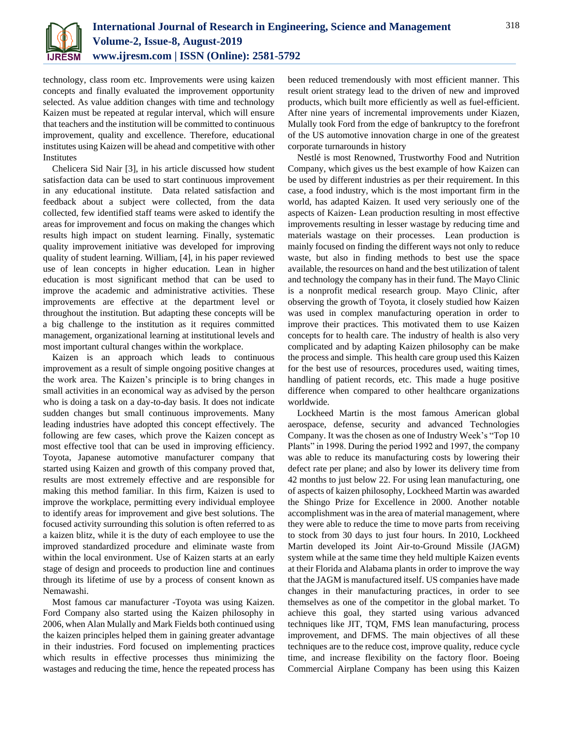technology, class room etc. Improvements were using kaizen concepts and finally evaluated the improvement opportunity selected. As value addition changes with time and technology Kaizen must be repeated at regular interval, which will ensure that teachers and the institution will be committed to continuous improvement, quality and excellence. Therefore, educational institutes using Kaizen will be ahead and competitive with other Institutes

Chelicera Sid Nair [3], in his article discussed how student satisfaction data can be used to start continuous improvement in any educational institute. Data related satisfaction and feedback about a subject were collected, from the data collected, few identified staff teams were asked to identify the areas for improvement and focus on making the changes which results high impact on student learning. Finally, systematic quality improvement initiative was developed for improving quality of student learning. William, [4], in his paper reviewed use of lean concepts in higher education. Lean in higher education is most significant method that can be used to improve the academic and administrative activities. These improvements are effective at the department level or throughout the institution. But adapting these concepts will be a big challenge to the institution as it requires committed management, organizational learning at institutional levels and most important cultural changes within the workplace.

Kaizen is an approach which leads to continuous improvement as a result of simple ongoing positive changes at the work area. The Kaizen's principle is to bring changes in small activities in an economical way as advised by the person who is doing a task on a day-to-day basis. It does not indicate sudden changes but small continuous improvements. Many leading industries have adopted this concept effectively. The following are few cases, which prove the Kaizen concept as most effective tool that can be used in improving efficiency. Toyota, Japanese automotive manufacturer company that started using Kaizen and growth of this company proved that, results are most extremely effective and are responsible for making this method familiar. In this firm, Kaizen is used to improve the workplace, permitting every individual employee to identify areas for improvement and give best solutions. The focused activity surrounding this solution is often referred to as a kaizen blitz, while it is the duty of each employee to use the improved standardized procedure and eliminate waste from within the local environment. Use of Kaizen starts at an early stage of design and proceeds to production line and continues through its lifetime of use by a process of consent known as Nemawashi.

Most famous car manufacturer -Toyota was using Kaizen. Ford Company also started using the Kaizen philosophy in 2006, when Alan Mulally and Mark Fields both continued using the kaizen principles helped them in gaining greater advantage in their industries. Ford focused on implementing practices which results in effective processes thus minimizing the wastages and reducing the time, hence the repeated process has been reduced tremendously with most efficient manner. This result orient strategy lead to the driven of new and improved products, which built more efficiently as well as fuel-efficient. After nine years of incremental improvements under Kiazen, Mulally took Ford from the edge of bankruptcy to the forefront of the US automotive innovation charge in one of the greatest corporate turnarounds in history

Nestlé is most Renowned, Trustworthy Food and Nutrition Company, which gives us the best example of how Kaizen can be used by different industries as per their requirement. In this case, a food industry, which is the most important firm in the world, has adapted Kaizen. It used very seriously one of the aspects of Kaizen- Lean production resulting in most effective improvements resulting in lesser wastage by reducing time and materials wastage on their processes. Lean production is mainly focused on finding the different ways not only to reduce waste, but also in finding methods to best use the space available, the resources on hand and the best utilization of talent and technology the company has in their fund. The Mayo Clinic is a nonprofit medical research group. Mayo Clinic, after observing the growth of Toyota, it closely studied how Kaizen was used in complex manufacturing operation in order to improve their practices. This motivated them to use Kaizen concepts for to health care. The industry of health is also very complicated and by adapting Kaizen philosophy can be make the process and simple. This health care group used this Kaizen for the best use of resources, procedures used, waiting times, handling of patient records, etc. This made a huge positive difference when compared to other healthcare organizations worldwide.

Lockheed Martin is the most famous American global aerospace, defense, security and advanced Technologies Company. It was the chosen as one of Industry Week's "Top 10 Plants" in 1998. During the period 1992 and 1997, the company was able to reduce its manufacturing costs by lowering their defect rate per plane; and also by lower its delivery time from 42 months to just below 22. For using lean manufacturing, one of aspects of kaizen philosophy, Lockheed Martin was awarded the Shingo Prize for Excellence in 2000. Another notable accomplishment was in the area of material management, where they were able to reduce the time to move parts from receiving to stock from 30 days to just four hours. In 2010, Lockheed Martin developed its Joint Air-to-Ground Missile (JAGM) system while at the same time they held multiple Kaizen events at their Florida and Alabama plants in order to improve the way that the JAGM is manufactured itself. US companies have made changes in their manufacturing practices, in order to see themselves as one of the competitor in the global market. To achieve this goal, they started using various advanced techniques like JIT, TQM, FMS lean manufacturing, process improvement, and DFMS. The main objectives of all these techniques are to the reduce cost, improve quality, reduce cycle time, and increase flexibility on the factory floor. Boeing Commercial Airplane Company has been using this Kaizen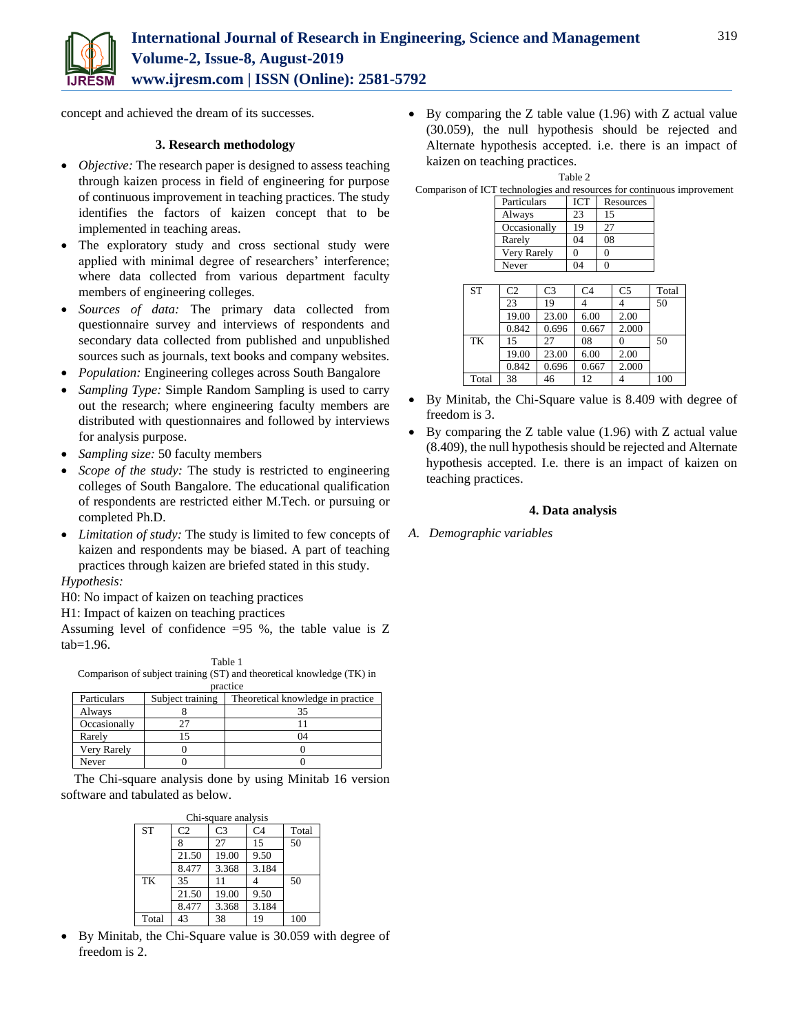concept and achieved the dream of its successes.

## 3. Research methodology

- *Objective:* The research paper is designed to assess teaching through kaizen process in field of engineering for purpose of continuous improvement in teaching practices. The study identifies the factors of kaizen concept that to be implemented in teaching areas.
- The exploratory study and cross sectional study were applied with minimal degree of researchers' interference; where data collected from various department faculty members of engineering colleges.
- *Sources of data:* The primary data collected from questionnaire survey and interviews of respondents and secondary data collected from published and unpublished sources such as journals, text books and company websites.
- *Population:* Engineering colleges across South Bangalore
- *Sampling Type:* Simple Random Sampling is used to carry out the research; where engineering faculty members are distributed with questionnaires and followed by interviews for analysis purpose.
- *Sampling size:* 50 faculty members
- *Scope of the study:* The study is restricted to engineering colleges of South Bangalore. The educational qualification of respondents are restricted either M.Tech. or pursuing or completed Ph.D.
- *Limitation of study:* The study is limited to few concepts of kaizen and respondents may be biased. A part of teaching practices through kaizen are briefed stated in this study.

*Hypothesis:*

H0: No impact of kaizen on teaching practices

H1: Impact of kaizen on teaching practices

Assuming level of confidence =95 %, the table value is Z tab=1.96.

Table 1
Comparison of subject training (ST) and theoretical knowledge (TK) in practice

| Particulars | Subject training | Theoretical knowledge in practice |
|---|---|---|
| Always | 8 | 35 |
| Occasionally | 27 | 11 |
| Rarely | 15 | 04 |
| Very Rarely | 0 | 0 |
| Never | 0 | 0 |

The Chi-square analysis done by using Minitab 16 version software and tabulated as below.

Chi-square analysis

| ST | C2 | C3 | C4 | Total |
|---|---|---|---|---|
| | 8 | 27 | 15 | 50 |
| | 21.50 | 19.00 | 9.50 | |
| | 8.477 | 3.368 | 3.184 | |
| TK | 35 | 11 | 4 | 50 |
| | 21.50 | 19.00 | 9.50 | |
| | 8.477 | 3.368 | 3.184 | |
| Total | 43 | 38 | 19 | 100 |

- By Minitab, the Chi-Square value is 30.059 with degree of freedom is 2.
- By comparing the Z table value (1.96) with Z actual value (30.059), the null hypothesis should be rejected and Alternate hypothesis accepted. i.e. there is an impact of kaizen on teaching practices.

Table 2
Comparison of ICT technologies and resources for continuous improvement

| Particulars | ICT | Resources |
|---|---|---|
| Always | 23 | 15 |
| Occasionally | 19 | 27 |
| Rarely | 04 | 08 |
| Very Rarely | 0 | 0 |
| Never | 04 | 0 |

| ST | C2 | C3 | C4 | C5 | Total |
|---|---|---|---|---|---|
| | 23 | 19 | 4 | 4 | 50 |
| | 19.00 | 23.00 | 6.00 | 2.00 | |
| | 0.842 | 0.696 | 0.667 | 2.000 | |
| TK | 15 | 27 | 08 | 0 | 50 |
| | 19.00 | 23.00 | 6.00 | 2.00 | |
| | 0.842 | 0.696 | 0.667 | 2.000 | |
| Total | 38 | 46 | 12 | 4 | 100 |

- By Minitab, the Chi-Square value is 8.409 with degree of freedom is 3.
- By comparing the Z table value (1.96) with Z actual value (8.409), the null hypothesis should be rejected and Alternate hypothesis accepted. I.e. there is an impact of kaizen on teaching practices.

## 4. Data analysis

### *A. Demographic variables*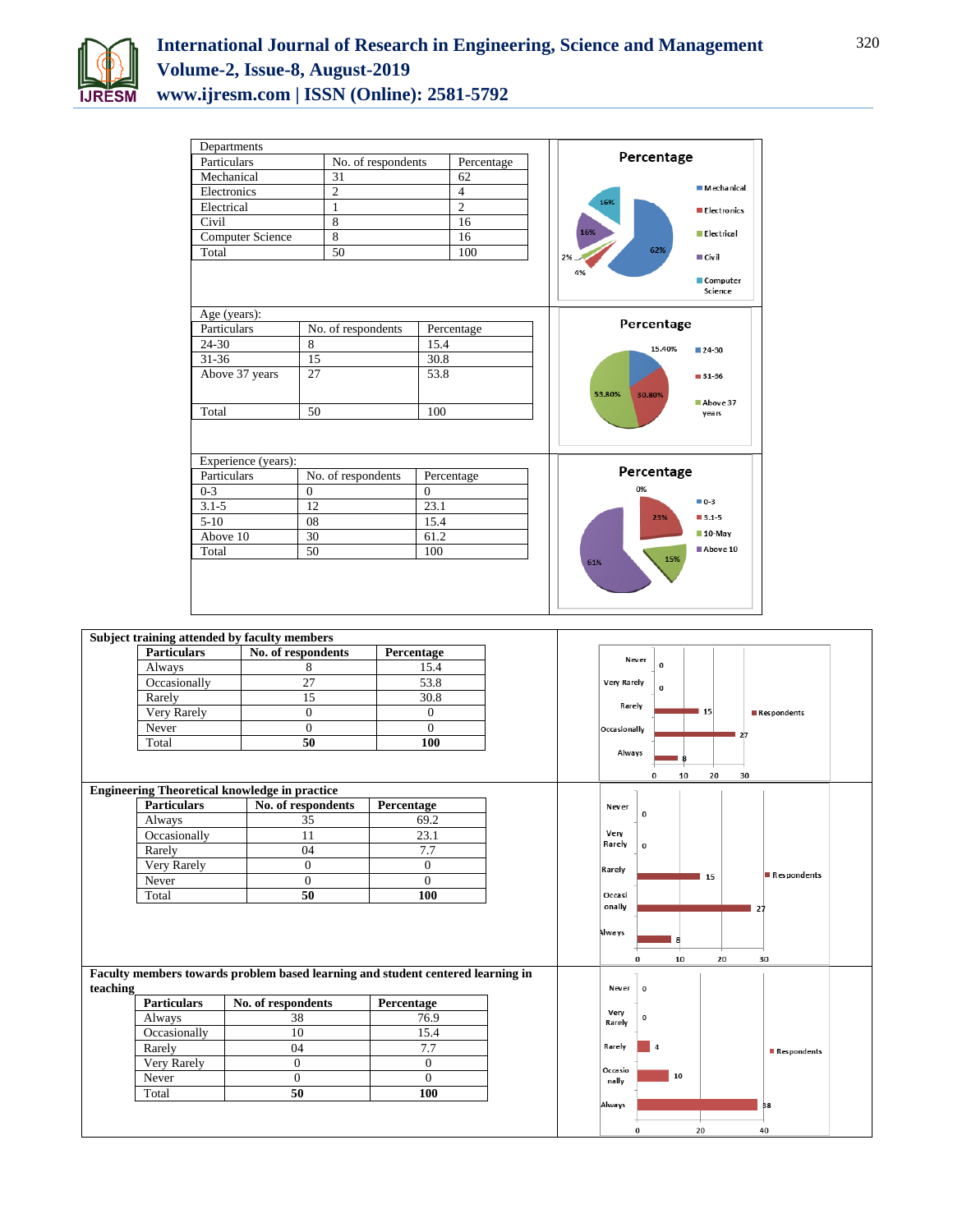**Departments**

| Particulars | No. of respondents | Percentage |
|---|---|---|
| Mechanical | 31 | 62 |
| Electronics | 2 | 4 |
| Electrical | 1 | 2 |
| Civil | 8 | 16 |
| Computer Science | 8 | 16 |
| Total | 50 | 100 |

**Age (years):**

| Particulars | No. of respondents | Percentage |
|---|---|---|
| 24-30 | 8 | 15.4 |
| 31-36 | 15 | 30.8 |
| Above 37 years | 27 | 53.8 |
| Total | 50 | 100 |

**Experience (years):**

| Particulars | No. of respondents | Percentage |
|---|---|---|
| 0-3 | 0 | 0 |
| 3.1-5 | 12 | 23.1 |
| 5-10 | 08 | 15.4 |
| Above 10 | 30 | 61.2 |
| Total | 50 | 100 |

**Subject training attended by faculty members**

| Particulars | No. of respondents | Percentage |
|---|---|---|
| Always | 8 | 15.4 |
| Occasionally | 27 | 53.8 |
| Rarely | 15 | 30.8 |
| Very Rarely | 0 | 0 |
| Never | 0 | 0 |
| Total | **50** | **100** |

**Engineering Theoretical knowledge in practice**

| Particulars | No. of respondents | Percentage |
|---|---|---|
| Always | 35 | 69.2 |
| Occasionally | 11 | 23.1 |
| Rarely | 04 | 7.7 |
| Very Rarely | 0 | 0 |
| Never | 0 | 0 |
| Total | **50** | **100** |

**Faculty members towards problem based learning and student centered learning in teaching**

| Particulars | No. of respondents | Percentage |
|---|---|---|
| Always | 38 | 76.9 |
| Occasionally | 10 | 15.4 |
| Rarely | 04 | 7.7 |
| Very Rarely | 0 | 0 |
| Never | 0 | 0 |
| Total | **50** | **100** |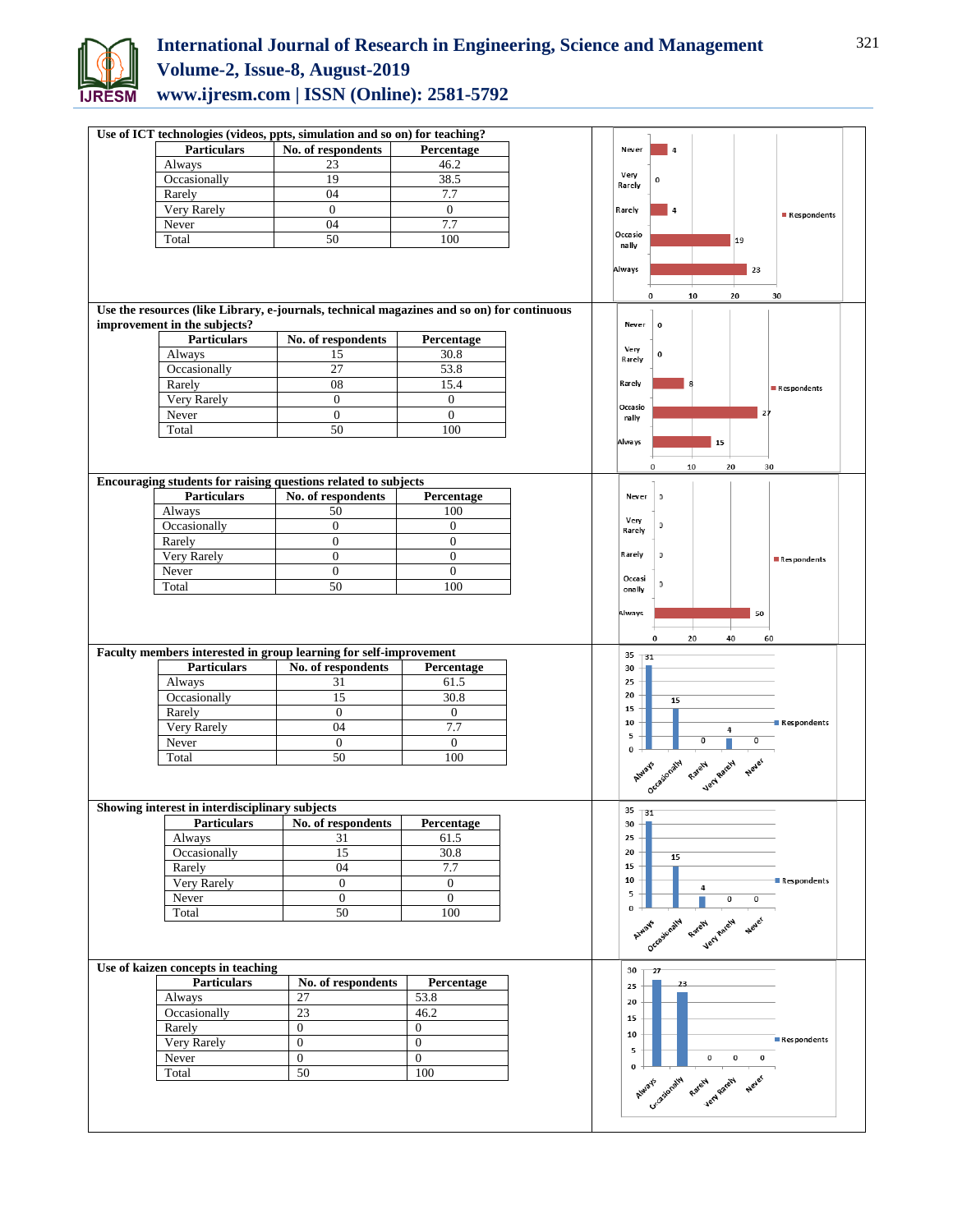**Use of ICT technologies (videos, ppts, simulation and so on) for teaching?**

| Particulars | No. of respondents | Percentage |
|---|---|---|
| Always | 23 | 46.2 |
| Occasionally | 19 | 38.5 |
| Rarely | 04 | 7.7 |
| Very Rarely | 0 | 0 |
| Never | 04 | 7.7 |
| Total | 50 | 100 |

**Use the resources (like Library, e-journals, technical magazines and so on) for continuous improvement in the subjects?**

| Particulars | No. of respondents | Percentage |
|---|---|---|
| Always | 15 | 30.8 |
| Occasionally | 27 | 53.8 |
| Rarely | 08 | 15.4 |
| Very Rarely | 0 | 0 |
| Never | 0 | 0 |
| Total | 50 | 100 |

**Encouraging students for raising questions related to subjects**

| Particulars | No. of respondents | Percentage |
|---|---|---|
| Always | 50 | 100 |
| Occasionally | 0 | 0 |
| Rarely | 0 | 0 |
| Very Rarely | 0 | 0 |
| Never | 0 | 0 |
| Total | 50 | 100 |

**Faculty members interested in group learning for self-improvement**

| Particulars | No. of respondents | Percentage |
|---|---|---|
| Always | 31 | 61.5 |
| Occasionally | 15 | 30.8 |
| Rarely | 0 | 0 |
| Very Rarely | 04 | 7.7 |
| Never | 0 | 0 |
| Total | 50 | 100 |

**Showing interest in interdisciplinary subjects**

| Particulars | No. of respondents | Percentage |
|---|---|---|
| Always | 31 | 61.5 |
| Occasionally | 15 | 30.8 |
| Rarely | 04 | 7.7 |
| Very Rarely | 0 | 0 |
| Never | 0 | 0 |
| Total | 50 | 100 |

**Use of kaizen concepts in teaching**

| Particulars | No. of respondents | Percentage |
|---|---|---|
| Always | 27 | 53.8 |
| Occasionally | 23 | 46.2 |
| Rarely | 0 | 0 |
| Very Rarely | 0 | 0 |
| Never | 0 | 0 |
| Total | 50 | 100 |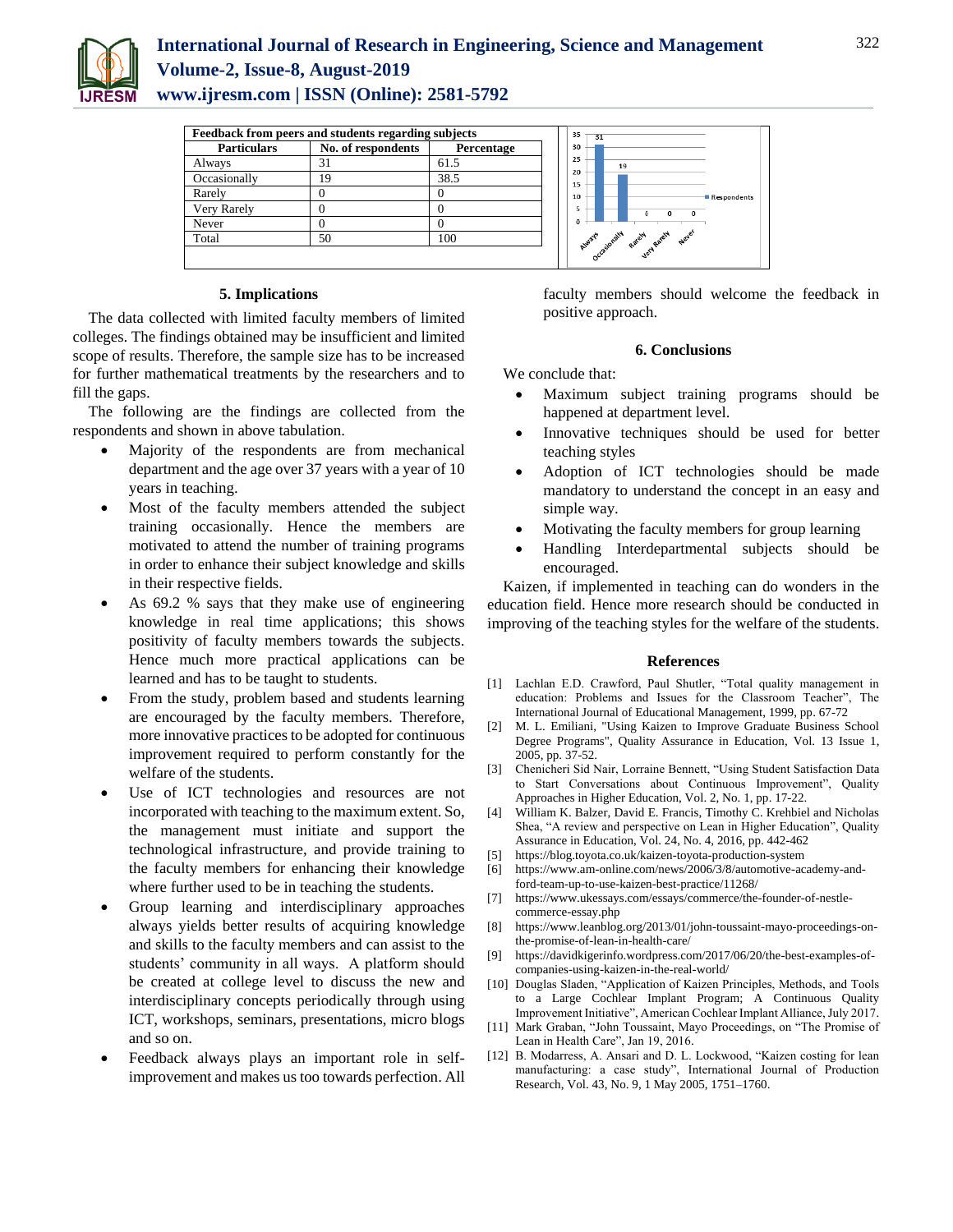| Feedback from peers and students regarding subjects | | |
|---|---|---|
| Particulars | No. of respondents | Percentage |
| Always | 31 | 61.5 |
| Occasionally | 19 | 38.5 |
| Rarely | 0 | 0 |
| Very Rarely | 0 | 0 |
| Never | 0 | 0 |
| Total | 50 | 100 |

35
30
25
20
15
10
5
0
31
19
0 0 0
Always Occasionally Rarely Very Rarely Never
Respondents

## 5. Implications

The data collected with limited faculty members of limited colleges. The findings obtained may be insufficient and limited scope of results. Therefore, the sample size has to be increased for further mathematical treatments by the researchers and to fill the gaps.

The following are the findings are collected from the respondents and shown in above tabulation.

- Majority of the respondents are from mechanical department and the age over 37 years with a year of 10 years in teaching.
- Most of the faculty members attended the subject training occasionally. Hence the members are motivated to attend the number of training programs in order to enhance their subject knowledge and skills in their respective fields.
- As 69.2 % says that they make use of engineering knowledge in real time applications; this shows positivity of faculty members towards the subjects. Hence much more practical applications can be learned and has to be taught to students.
- From the study, problem based and students learning are encouraged by the faculty members. Therefore, more innovative practices to be adopted for continuous improvement required to perform constantly for the welfare of the students.
- Use of ICT technologies and resources are not incorporated with teaching to the maximum extent. So, the management must initiate and support the technological infrastructure, and provide training to the faculty members for enhancing their knowledge where further used to be in teaching the students.
- Group learning and interdisciplinary approaches always yields better results of acquiring knowledge and skills to the faculty members and can assist to the students' community in all ways. A platform should be created at college level to discuss the new and interdisciplinary concepts periodically through using ICT, workshops, seminars, presentations, micro blogs and so on.
- Feedback always plays an important role in self-improvement and makes us too towards perfection. All faculty members should welcome the feedback in positive approach.

## 6. Conclusions

We conclude that:

- Maximum subject training programs should be happened at department level.
- Innovative techniques should be used for better teaching styles
- Adoption of ICT technologies should be made mandatory to understand the concept in an easy and simple way.
- Motivating the faculty members for group learning
- Handling Interdepartmental subjects should be encouraged.

Kaizen, if implemented in teaching can do wonders in the education field. Hence more research should be conducted in improving of the teaching styles for the welfare of the students.

## References

[1] Lachlan E.D. Crawford, Paul Shutler, "Total quality management in education: Problems and Issues for the Classroom Teacher", The International Journal of Educational Management, 1999, pp. 67-72

[2] M. L. Emiliani, "Using Kaizen to Improve Graduate Business School Degree Programs", Quality Assurance in Education, Vol. 13 Issue 1, 2005, pp. 37-52.

[3] Chenicheri Sid Nair, Lorraine Bennett, "Using Student Satisfaction Data to Start Conversations about Continuous Improvement", Quality Approaches in Higher Education, Vol. 2, No. 1, pp. 17-22.

[4] William K. Balzer, David E. Francis, Timothy C. Krehbiel and Nicholas Shea, "A review and perspective on Lean in Higher Education", Quality Assurance in Education, Vol. 24, No. 4, 2016, pp. 442-462

[5] https://blog.toyota.co.uk/kaizen-toyota-production-system

[6] https://www.am-online.com/news/2006/3/8/automotive-academy-and-ford-team-up-to-use-kaizen-best-practice/11268/

[7] https://www.ukessays.com/essays/commerce/the-founder-of-nestle-commerce-essay.php

[8] https://www.leanblog.org/2013/01/john-toussaint-mayo-proceedings-on-the-promise-of-lean-in-health-care/

[9] https://davidkigerinfo.wordpress.com/2017/06/20/the-best-examples-of-companies-using-kaizen-in-the-real-world/

[10] Douglas Sladen, "Application of Kaizen Principles, Methods, and Tools to a Large Cochlear Implant Program; A Continuous Quality Improvement Initiative", American Cochlear Implant Alliance, July 2017.

[11] Mark Graban, "John Toussaint, Mayo Proceedings, on "The Promise of Lean in Health Care", Jan 19, 2016.

[12] B. Modarress, A. Ansari and D. L. Lockwood, "Kaizen costing for lean manufacturing: a case study", International Journal of Production Research, Vol. 43, No. 9, 1 May 2005, 1751–1760.